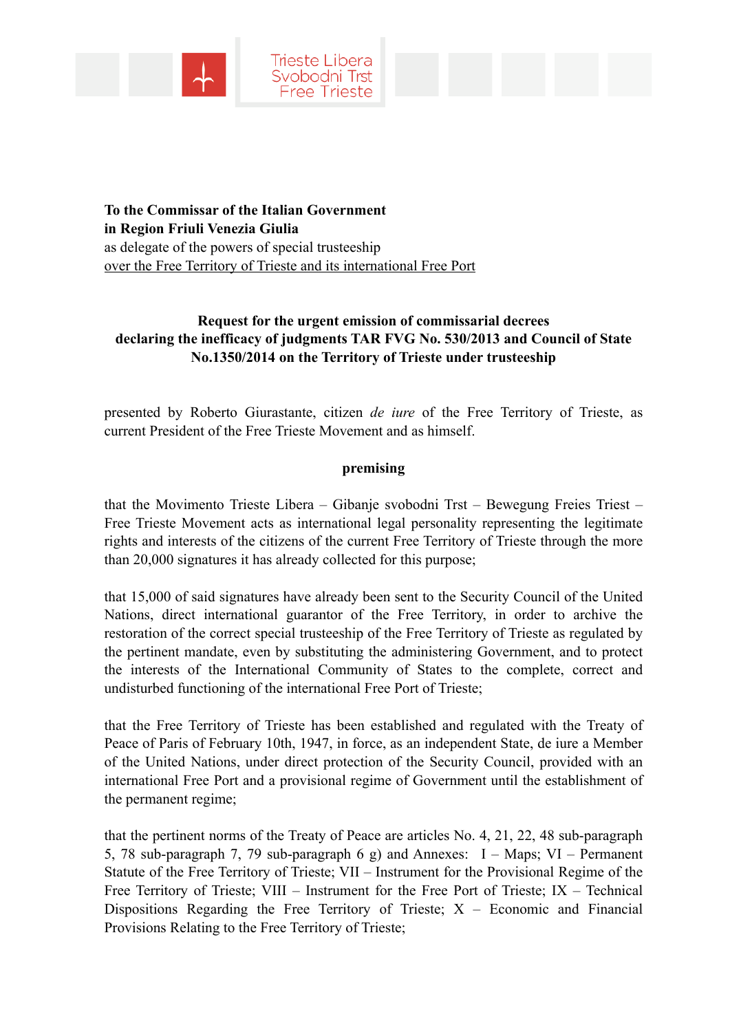Trieste Libera
Svobodni Trst
Free Trieste

**To the Commissar of the Italian Government**
**in Region Friuli Venezia Giulia**
as delegate of the powers of special trusteeship
<u>over the Free Territory of Trieste and its international Free Port</u>

**Request for the urgent emission of commissarial decrees declaring the inefficacy of judgments TAR FVG No. 530/2013 and Council of State No.1350/2014 on the Territory of Trieste under trusteeship**

presented by Roberto Giurastante, citizen *de iure* of the Free Territory of Trieste, as current President of the Free Trieste Movement and as himself.

**premising**

that the Movimento Trieste Libera – Gibanje svobodni Trst – Bewegung Freies Triest – Free Trieste Movement acts as international legal personality representing the legitimate rights and interests of the citizens of the current Free Territory of Trieste through the more than 20,000 signatures it has already collected for this purpose;

that 15,000 of said signatures have already been sent to the Security Council of the United Nations, direct international guarantor of the Free Territory, in order to archive the restoration of the correct special trusteeship of the Free Territory of Trieste as regulated by the pertinent mandate, even by substituting the administering Government, and to protect the interests of the International Community of States to the complete, correct and undisturbed functioning of the international Free Port of Trieste;

that the Free Territory of Trieste has been established and regulated with the Treaty of Peace of Paris of February 10th, 1947, in force, as an independent State, de iure a Member of the United Nations, under direct protection of the Security Council, provided with an international Free Port and a provisional regime of Government until the establishment of the permanent regime;

that the pertinent norms of the Treaty of Peace are articles No. 4, 21, 22, 48 sub-paragraph 5, 78 sub-paragraph 7, 79 sub-paragraph 6 g) and Annexes: I – Maps; VI – Permanent Statute of the Free Territory of Trieste; VII – Instrument for the Provisional Regime of the Free Territory of Trieste; VIII – Instrument for the Free Port of Trieste; IX – Technical Dispositions Regarding the Free Territory of Trieste; X – Economic and Financial Provisions Relating to the Free Territory of Trieste;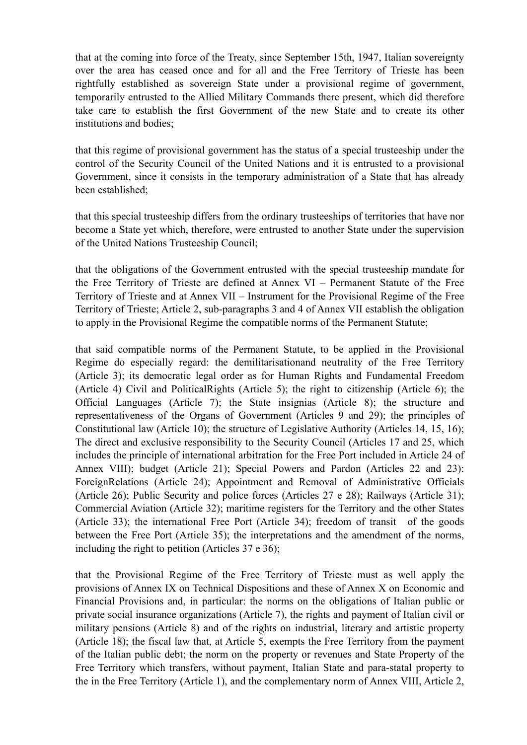that at the coming into force of the Treaty, since September 15th, 1947, Italian sovereignty over the area has ceased once and for all and the Free Territory of Trieste has been rightfully established as sovereign State under a provisional regime of government, temporarily entrusted to the Allied Military Commands there present, which did therefore take care to establish the first Government of the new State and to create its other institutions and bodies;

that this regime of provisional government has the status of a special trusteeship under the control of the Security Council of the United Nations and it is entrusted to a provisional Government, since it consists in the temporary administration of a State that has already been established;

that this special trusteeship differs from the ordinary trusteeships of territories that have nor become a State yet which, therefore, were entrusted to another State under the supervision of the United Nations Trusteeship Council;

that the obligations of the Government entrusted with the special trusteeship mandate for the Free Territory of Trieste are defined at Annex VI – Permanent Statute of the Free Territory of Trieste and at Annex VII – Instrument for the Provisional Regime of the Free Territory of Trieste; Article 2, sub-paragraphs 3 and 4 of Annex VII establish the obligation to apply in the Provisional Regime the compatible norms of the Permanent Statute;

that said compatible norms of the Permanent Statute, to be applied in the Provisional Regime do especially regard: the demilitarisationand neutrality of the Free Territory (Article 3); its democratic legal order as for Human Rights and Fundamental Freedom (Article 4) Civil and PoliticalRights (Article 5); the right to citizenship (Article 6); the Official Languages (Article 7); the State insignias (Article 8); the structure and representativeness of the Organs of Government (Articles 9 and 29); the principles of Constitutional law (Article 10); the structure of Legislative Authority (Articles 14, 15, 16); The direct and exclusive responsibility to the Security Council (Articles 17 and 25, which includes the principle of international arbitration for the Free Port included in Article 24 of Annex VIII); budget (Article 21); Special Powers and Pardon (Articles 22 and 23): ForeignRelations (Article 24); Appointment and Removal of Administrative Officials (Article 26); Public Security and police forces (Articles 27 e 28); Railways (Article 31); Commercial Aviation (Article 32); maritime registers for the Territory and the other States (Article 33); the international Free Port (Article 34); freedom of transit of the goods between the Free Port (Article 35); the interpretations and the amendment of the norms, including the right to petition (Articles 37 e 36);

that the Provisional Regime of the Free Territory of Trieste must as well apply the provisions of Annex IX on Technical Dispositions and these of Annex X on Economic and Financial Provisions and, in particular: the norms on the obligations of Italian public or private social insurance organizations (Article 7), the rights and payment of Italian civil or military pensions (Article 8) and of the rights on industrial, literary and artistic property (Article 18); the fiscal law that, at Article 5, exempts the Free Territory from the payment of the Italian public debt; the norm on the property or revenues and State Property of the Free Territory which transfers, without payment, Italian State and para-statal property to the in the Free Territory (Article 1), and the complementary norm of Annex VIII, Article 2,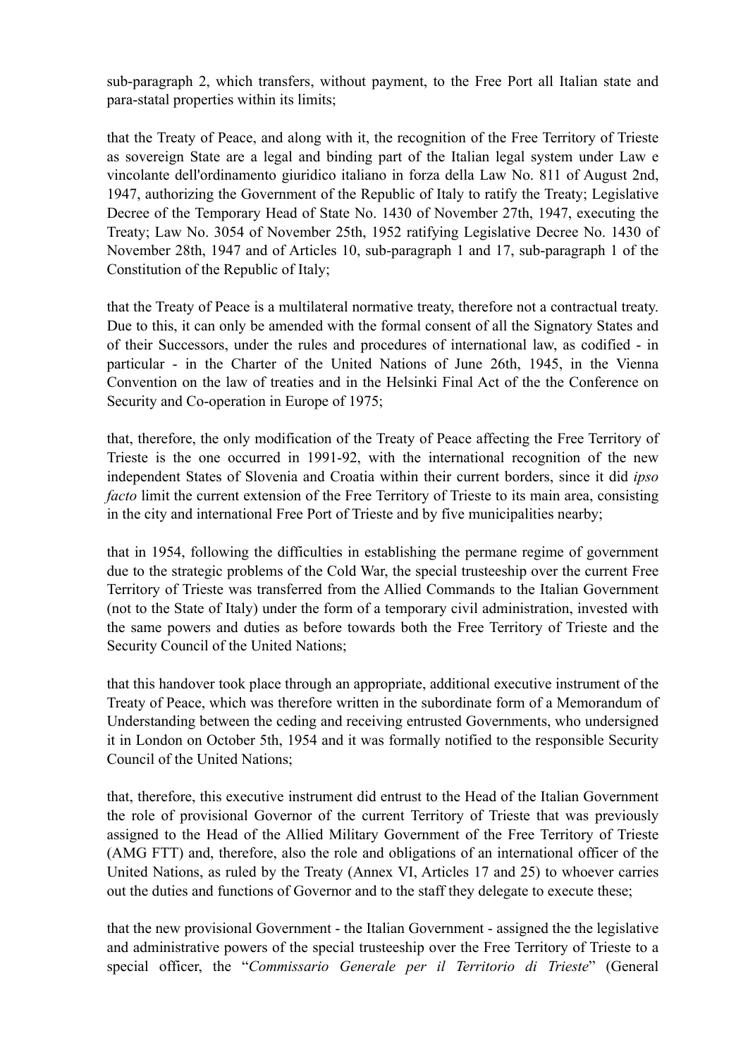sub-paragraph 2, which transfers, without payment, to the Free Port all Italian state and para-statal properties within its limits;

that the Treaty of Peace, and along with it, the recognition of the Free Territory of Trieste as sovereign State are a legal and binding part of the Italian legal system under Law e vincolante dell'ordinamento giuridico italiano in forza della Law No. 811 of August 2nd, 1947, authorizing the Government of the Republic of Italy to ratify the Treaty; Legislative Decree of the Temporary Head of State No. 1430 of November 27th, 1947, executing the Treaty; Law No. 3054 of November 25th, 1952 ratifying Legislative Decree No. 1430 of November 28th, 1947 and of Articles 10, sub-paragraph 1 and 17, sub-paragraph 1 of the Constitution of the Republic of Italy;

that the Treaty of Peace is a multilateral normative treaty, therefore not a contractual treaty. Due to this, it can only be amended with the formal consent of all the Signatory States and of their Successors, under the rules and procedures of international law, as codified - in particular - in the Charter of the United Nations of June 26th, 1945, in the Vienna Convention on the law of treaties and in the Helsinki Final Act of the the Conference on Security and Co-operation in Europe of 1975;

that, therefore, the only modification of the Treaty of Peace affecting the Free Territory of Trieste is the one occurred in 1991-92, with the international recognition of the new independent States of Slovenia and Croatia within their current borders, since it did *ipso facto* limit the current extension of the Free Territory of Trieste to its main area, consisting in the city and international Free Port of Trieste and by five municipalities nearby;

that in 1954, following the difficulties in establishing the permane regime of government due to the strategic problems of the Cold War, the special trusteeship over the current Free Territory of Trieste was transferred from the Allied Commands to the Italian Government (not to the State of Italy) under the form of a temporary civil administration, invested with the same powers and duties as before towards both the Free Territory of Trieste and the Security Council of the United Nations;

that this handover took place through an appropriate, additional executive instrument of the Treaty of Peace, which was therefore written in the subordinate form of a Memorandum of Understanding between the ceding and receiving entrusted Governments, who undersigned it in London on October 5th, 1954 and it was formally notified to the responsible Security Council of the United Nations;

that, therefore, this executive instrument did entrust to the Head of the Italian Government the role of provisional Governor of the current Territory of Trieste that was previously assigned to the Head of the Allied Military Government of the Free Territory of Trieste (AMG FTT) and, therefore, also the role and obligations of an international officer of the United Nations, as ruled by the Treaty (Annex VI, Articles 17 and 25) to whoever carries out the duties and functions of Governor and to the staff they delegate to execute these;

that the new provisional Government - the Italian Government - assigned the the legislative and administrative powers of the special trusteeship over the Free Territory of Trieste to a special officer, the "*Commissario Generale per il Territorio di Trieste*" (General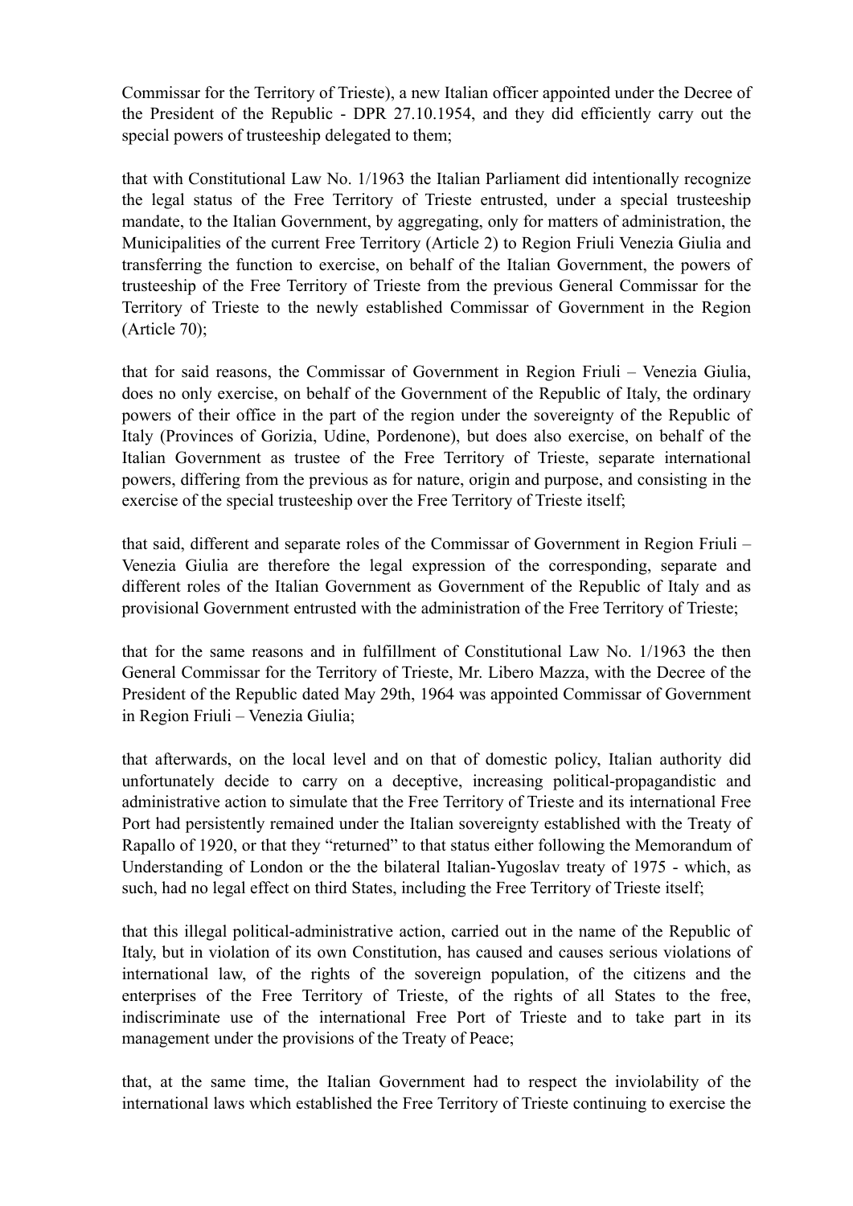Commissar for the Territory of Trieste), a new Italian officer appointed under the Decree of the President of the Republic - DPR 27.10.1954, and they did efficiently carry out the special powers of trusteeship delegated to them;

that with Constitutional Law No. 1/1963 the Italian Parliament did intentionally recognize the legal status of the Free Territory of Trieste entrusted, under a special trusteeship mandate, to the Italian Government, by aggregating, only for matters of administration, the Municipalities of the current Free Territory (Article 2) to Region Friuli Venezia Giulia and transferring the function to exercise, on behalf of the Italian Government, the powers of trusteeship of the Free Territory of Trieste from the previous General Commissar for the Territory of Trieste to the newly established Commissar of Government in the Region (Article 70);

that for said reasons, the Commissar of Government in Region Friuli – Venezia Giulia, does no only exercise, on behalf of the Government of the Republic of Italy, the ordinary powers of their office in the part of the region under the sovereignty of the Republic of Italy (Provinces of Gorizia, Udine, Pordenone), but does also exercise, on behalf of the Italian Government as trustee of the Free Territory of Trieste, separate international powers, differing from the previous as for nature, origin and purpose, and consisting in the exercise of the special trusteeship over the Free Territory of Trieste itself;

that said, different and separate roles of the Commissar of Government in Region Friuli – Venezia Giulia are therefore the legal expression of the corresponding, separate and different roles of the Italian Government as Government of the Republic of Italy and as provisional Government entrusted with the administration of the Free Territory of Trieste;

that for the same reasons and in fulfillment of Constitutional Law No. 1/1963 the then General Commissar for the Territory of Trieste, Mr. Libero Mazza, with the Decree of the President of the Republic dated May 29th, 1964 was appointed Commissar of Government in Region Friuli – Venezia Giulia;

that afterwards, on the local level and on that of domestic policy, Italian authority did unfortunately decide to carry on a deceptive, increasing political-propagandistic and administrative action to simulate that the Free Territory of Trieste and its international Free Port had persistently remained under the Italian sovereignty established with the Treaty of Rapallo of 1920, or that they "returned" to that status either following the Memorandum of Understanding of London or the the bilateral Italian-Yugoslav treaty of 1975 - which, as such, had no legal effect on third States, including the Free Territory of Trieste itself;

that this illegal political-administrative action, carried out in the name of the Republic of Italy, but in violation of its own Constitution, has caused and causes serious violations of international law, of the rights of the sovereign population, of the citizens and the enterprises of the Free Territory of Trieste, of the rights of all States to the free, indiscriminate use of the international Free Port of Trieste and to take part in its management under the provisions of the Treaty of Peace;

that, at the same time, the Italian Government had to respect the inviolability of the international laws which established the Free Territory of Trieste continuing to exercise the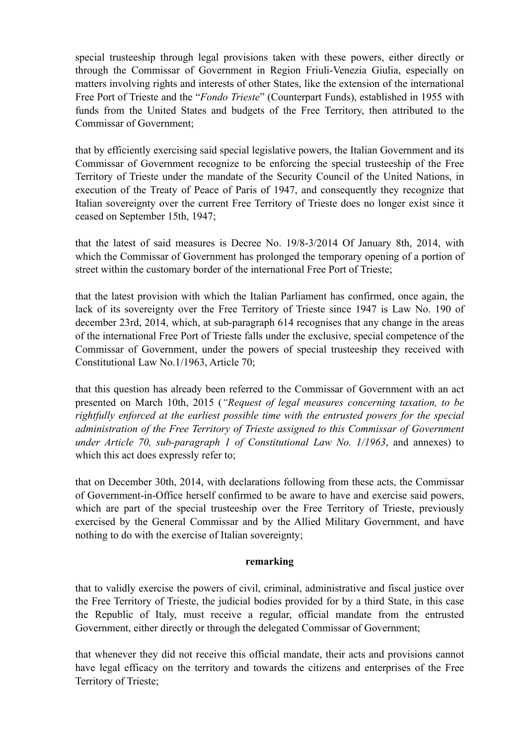special trusteeship through legal provisions taken with these powers, either directly or through the Commissar of Government in Region Friuli-Venezia Giulia, especially on matters involving rights and interests of other States, like the extension of the international Free Port of Trieste and the "*Fondo Trieste*" (Counterpart Funds), established in 1955 with funds from the United States and budgets of the Free Territory, then attributed to the Commissar of Government;

that by efficiently exercising said special legislative powers, the Italian Government and its Commissar of Government recognize to be enforcing the special trusteeship of the Free Territory of Trieste under the mandate of the Security Council of the United Nations, in execution of the Treaty of Peace of Paris of 1947, and consequently they recognize that Italian sovereignty over the current Free Territory of Trieste does no longer exist since it ceased on September 15th, 1947;

that the latest of said measures is Decree No. 19/8-3/2014 Of January 8th, 2014, with which the Commissar of Government has prolonged the temporary opening of a portion of street within the customary border of the international Free Port of Trieste;

that the latest provision with which the Italian Parliament has confirmed, once again, the lack of its sovereignty over the Free Territory of Trieste since 1947 is Law No. 190 of december 23rd, 2014, which, at sub-paragraph 614 recognises that any change in the areas of the international Free Port of Trieste falls under the exclusive, special competence of the Commissar of Government, under the powers of special trusteeship they received with Constitutional Law No.1/1963, Article 70;

that this question has already been referred to the Commissar of Government with an act presented on March 10th, 2015 (*"Request of legal measures concerning taxation, to be rightfully enforced at the earliest possible time with the entrusted powers for the special administration of the Free Territory of Trieste assigned to this Commissar of Government under Article 70, sub-paragraph 1 of Constitutional Law No. 1/1963*, and annexes) to which this act does expressly refer to;

that on December 30th, 2014, with declarations following from these acts, the Commissar of Government-in-Office herself confirmed to be aware to have and exercise said powers, which are part of the special trusteeship over the Free Territory of Trieste, previously exercised by the General Commissar and by the Allied Military Government, and have nothing to do with the exercise of Italian sovereignty;

**remarking**

that to validly exercise the powers of civil, criminal, administrative and fiscal justice over the Free Territory of Trieste, the judicial bodies provided for by a third State, in this case the Republic of Italy, must receive a regular, official mandate from the entrusted Government, either directly or through the delegated Commissar of Government;

that whenever they did not receive this official mandate, their acts and provisions cannot have legal efficacy on the territory and towards the citizens and enterprises of the Free Territory of Trieste;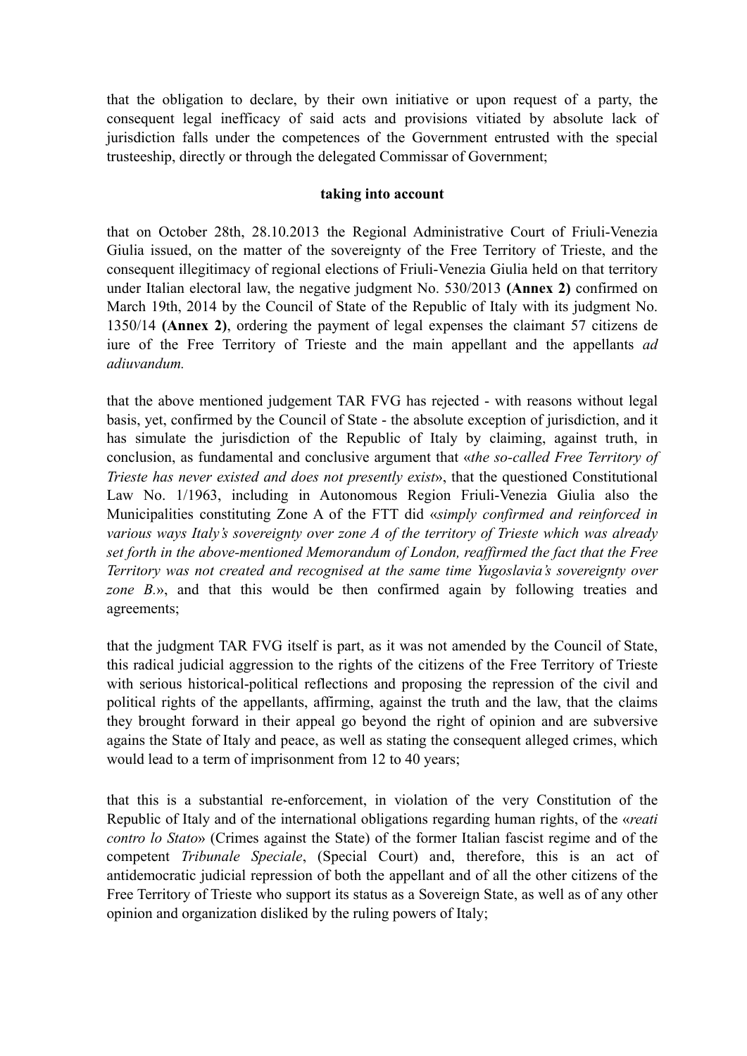that the obligation to declare, by their own initiative or upon request of a party, the consequent legal inefficacy of said acts and provisions vitiated by absolute lack of jurisdiction falls under the competences of the Government entrusted with the special trusteeship, directly or through the delegated Commissar of Government;

**taking into account**

that on October 28th, 28.10.2013 the Regional Administrative Court of Friuli-Venezia Giulia issued, on the matter of the sovereignty of the Free Territory of Trieste, and the consequent illegitimacy of regional elections of Friuli-Venezia Giulia held on that territory under Italian electoral law, the negative judgment No. 530/2013 **(Annex 2)** confirmed on March 19th, 2014 by the Council of State of the Republic of Italy with its judgment No. 1350/14 **(Annex 2)**, ordering the payment of legal expenses the claimant 57 citizens de iure of the Free Territory of Trieste and the main appellant and the appellants *ad adiuvandum.*

that the above mentioned judgement TAR FVG has rejected - with reasons without legal basis, yet, confirmed by the Council of State - the absolute exception of jurisdiction, and it has simulate the jurisdiction of the Republic of Italy by claiming, against truth, in conclusion, as fundamental and conclusive argument that «*the so-called Free Territory of Trieste has never existed and does not presently exist*», that the questioned Constitutional Law No. 1/1963, including in Autonomous Region Friuli-Venezia Giulia also the Municipalities constituting Zone A of the FTT did «*simply confirmed and reinforced in various ways Italy's sovereignty over zone A of the territory of Trieste which was already set forth in the above-mentioned Memorandum of London, reaffirmed the fact that the Free Territory was not created and recognised at the same time Yugoslavia's sovereignty over zone B.*», and that this would be then confirmed again by following treaties and agreements;

that the judgment TAR FVG itself is part, as it was not amended by the Council of State, this radical judicial aggression to the rights of the citizens of the Free Territory of Trieste with serious historical-political reflections and proposing the repression of the civil and political rights of the appellants, affirming, against the truth and the law, that the claims they brought forward in their appeal go beyond the right of opinion and are subversive agains the State of Italy and peace, as well as stating the consequent alleged crimes, which would lead to a term of imprisonment from 12 to 40 years;

that this is a substantial re-enforcement, in violation of the very Constitution of the Republic of Italy and of the international obligations regarding human rights, of the «*reati contro lo Stato*» (Crimes against the State) of the former Italian fascist regime and of the competent *Tribunale Speciale*, (Special Court) and, therefore, this is an act of antidemocratic judicial repression of both the appellant and of all the other citizens of the Free Territory of Trieste who support its status as a Sovereign State, as well as of any other opinion and organization disliked by the ruling powers of Italy;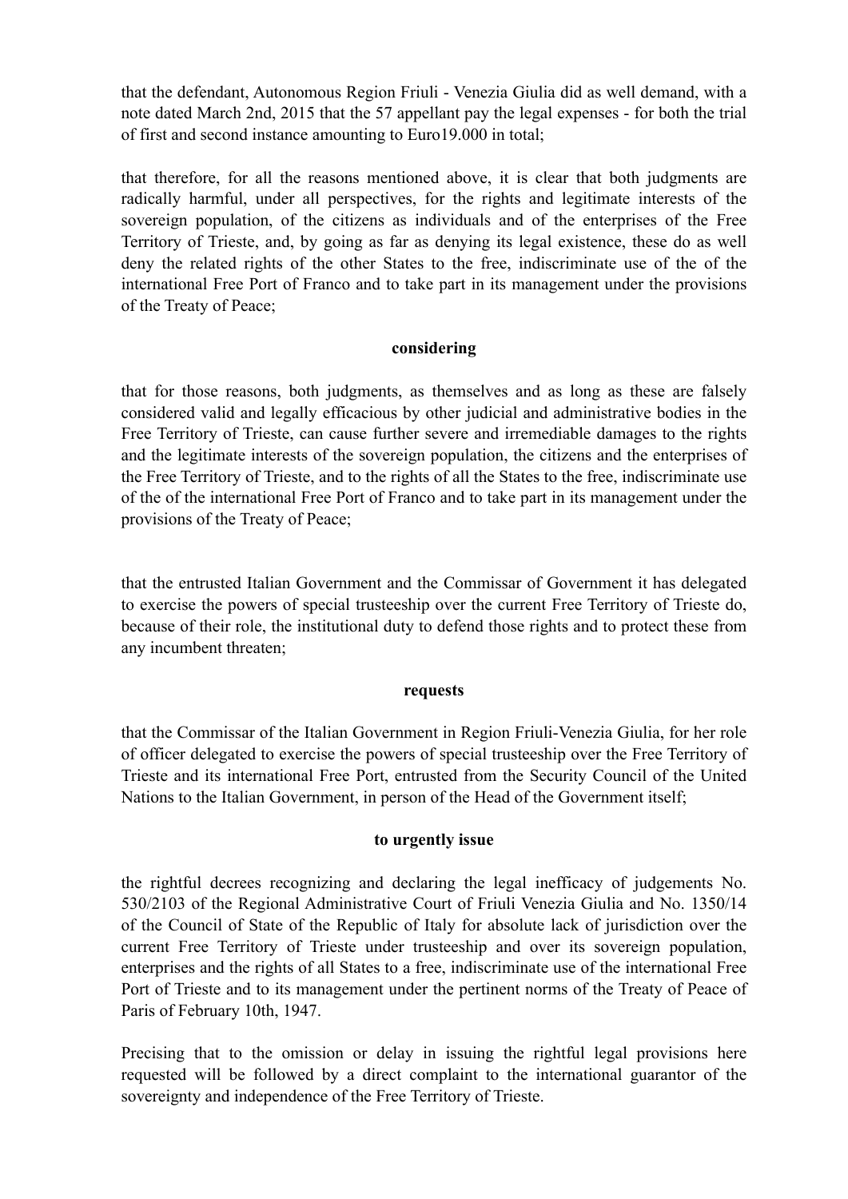that the defendant, Autonomous Region Friuli - Venezia Giulia did as well demand, with a note dated March 2nd, 2015 that the 57 appellant pay the legal expenses - for both the trial of first and second instance amounting to Euro19.000 in total;

that therefore, for all the reasons mentioned above, it is clear that both judgments are radically harmful, under all perspectives, for the rights and legitimate interests of the sovereign population, of the citizens as individuals and of the enterprises of the Free Territory of Trieste, and, by going as far as denying its legal existence, these do as well deny the related rights of the other States to the free, indiscriminate use of the of the international Free Port of Franco and to take part in its management under the provisions of the Treaty of Peace;

**considering**

that for those reasons, both judgments, as themselves and as long as these are falsely considered valid and legally efficacious by other judicial and administrative bodies in the Free Territory of Trieste, can cause further severe and irremediable damages to the rights and the legitimate interests of the sovereign population, the citizens and the enterprises of the Free Territory of Trieste, and to the rights of all the States to the free, indiscriminate use of the of the international Free Port of Franco and to take part in its management under the provisions of the Treaty of Peace;

that the entrusted Italian Government and the Commissar of Government it has delegated to exercise the powers of special trusteeship over the current Free Territory of Trieste do, because of their role, the institutional duty to defend those rights and to protect these from any incumbent threaten;

**requests**

that the Commissar of the Italian Government in Region Friuli-Venezia Giulia, for her role of officer delegated to exercise the powers of special trusteeship over the Free Territory of Trieste and its international Free Port, entrusted from the Security Council of the United Nations to the Italian Government, in person of the Head of the Government itself;

**to urgently issue**

the rightful decrees recognizing and declaring the legal inefficacy of judgements No. 530/2103 of the Regional Administrative Court of Friuli Venezia Giulia and No. 1350/14 of the Council of State of the Republic of Italy for absolute lack of jurisdiction over the current Free Territory of Trieste under trusteeship and over its sovereign population, enterprises and the rights of all States to a free, indiscriminate use of the international Free Port of Trieste and to its management under the pertinent norms of the Treaty of Peace of Paris of February 10th, 1947.

Precising that to the omission or delay in issuing the rightful legal provisions here requested will be followed by a direct complaint to the international guarantor of the sovereignty and independence of the Free Territory of Trieste.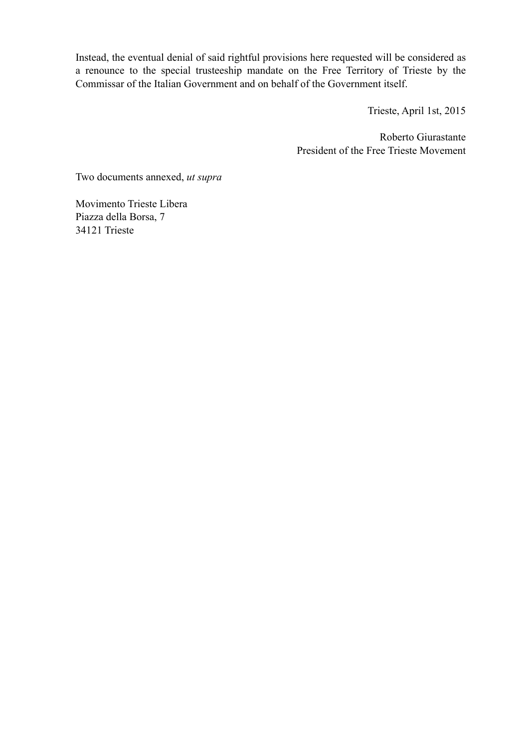Instead, the eventual denial of said rightful provisions here requested will be considered as a renounce to the special trusteeship mandate on the Free Territory of Trieste by the Commissar of the Italian Government and on behalf of the Government itself.

Trieste, April 1st, 2015

Roberto Giurastante
President of the Free Trieste Movement

Two documents annexed, *ut supra*

Movimento Trieste Libera
Piazza della Borsa, 7
34121 Trieste